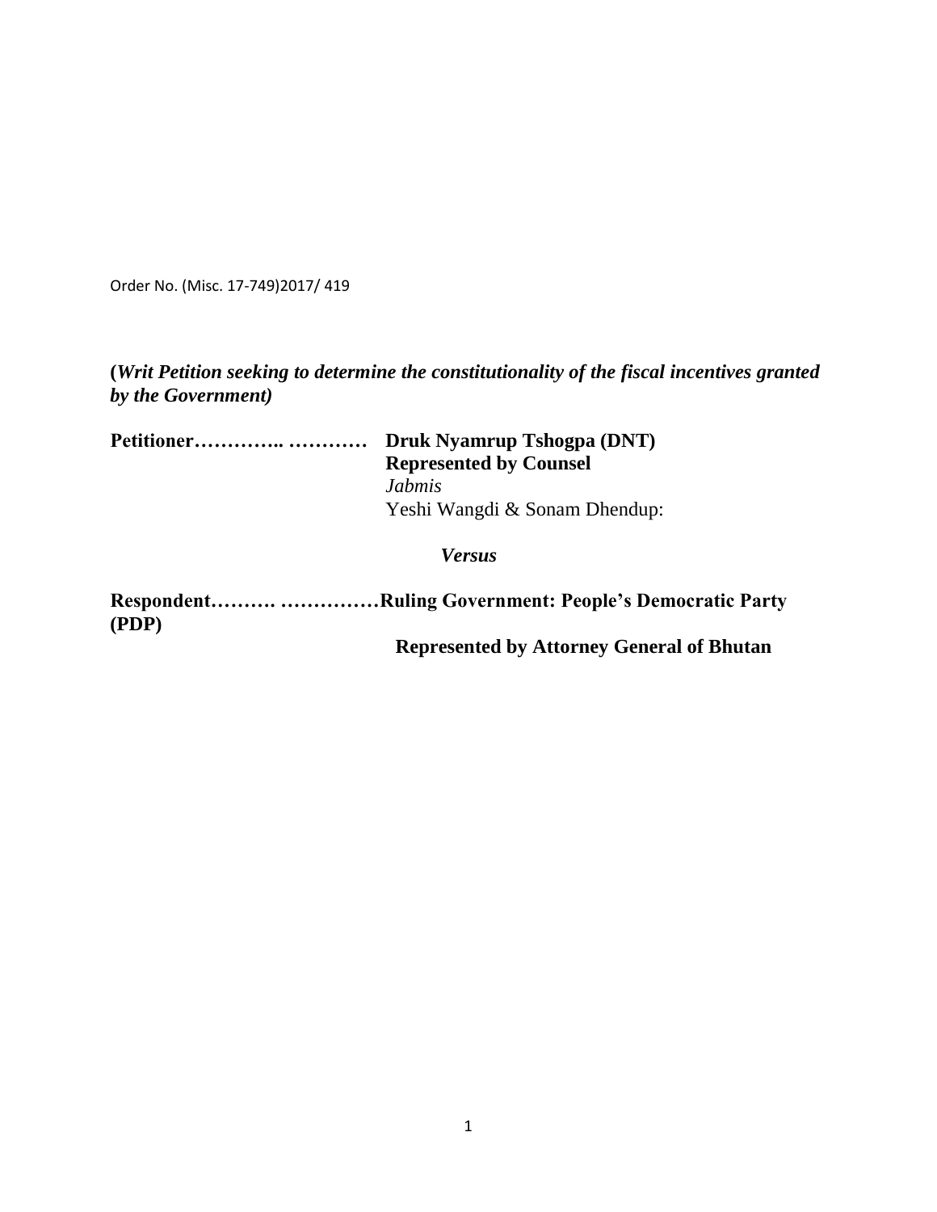Order No. (Misc. 17-749)2017/ 419

**(*Writ Petition seeking to determine the constitutionality of the fiscal incentives granted by the Government)***

**Petitioner………….. …………** **Druk Nyamrup Tshogpa (DNT)**
**Represented by Counsel**
*Jabmis*
Yeshi Wangdi & Sonam Dhendup:

***Versus***

**Respondent………. ……………Ruling Government: People's Democratic Party (PDP)**
**Represented by Attorney General of Bhutan**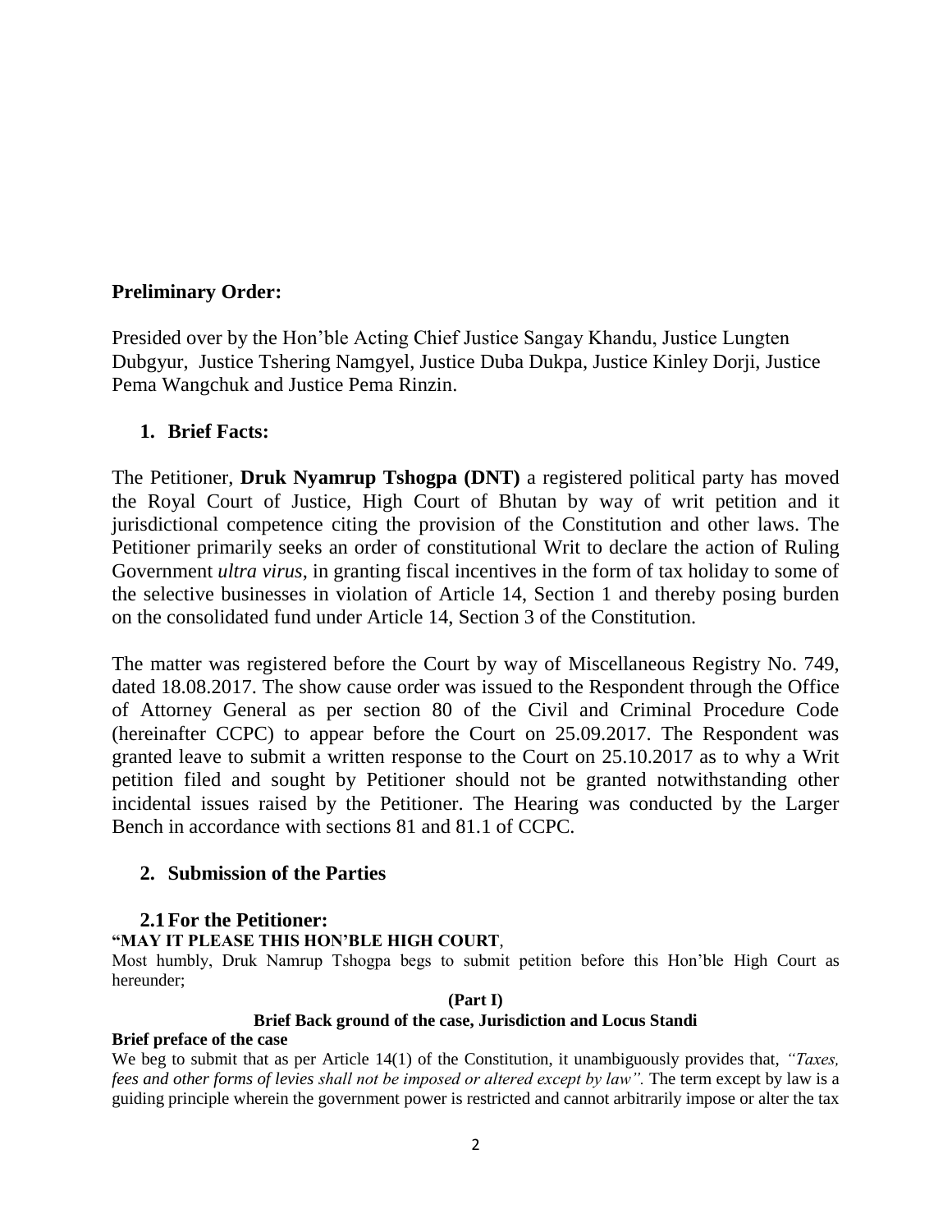## Preliminary Order:

Presided over by the Hon'ble Acting Chief Justice Sangay Khandu, Justice Lungten Dubgyur, Justice Tshering Namgyel, Justice Duba Dukpa, Justice Kinley Dorji, Justice Pema Wangchuk and Justice Pema Rinzin.

### 1. Brief Facts:

The Petitioner, **Druk Nyamrup Tshogpa (DNT)** a registered political party has moved the Royal Court of Justice, High Court of Bhutan by way of writ petition and it jurisdictional competence citing the provision of the Constitution and other laws. The Petitioner primarily seeks an order of constitutional Writ to declare the action of Ruling Government *ultra virus*, in granting fiscal incentives in the form of tax holiday to some of the selective businesses in violation of Article 14, Section 1 and thereby posing burden on the consolidated fund under Article 14, Section 3 of the Constitution.

The matter was registered before the Court by way of Miscellaneous Registry No. 749, dated 18.08.2017. The show cause order was issued to the Respondent through the Office of Attorney General as per section 80 of the Civil and Criminal Procedure Code (hereinafter CCPC) to appear before the Court on 25.09.2017. The Respondent was granted leave to submit a written response to the Court on 25.10.2017 as to why a Writ petition filed and sought by Petitioner should not be granted notwithstanding other incidental issues raised by the Petitioner. The Hearing was conducted by the Larger Bench in accordance with sections 81 and 81.1 of CCPC.

### 2. Submission of the Parties

#### 2.1 For the Petitioner:

**"MAY IT PLEASE THIS HON'BLE HIGH COURT**,

Most humbly, Druk Namrup Tshogpa begs to submit petition before this Hon'ble High Court as hereunder;

**(Part I)**

**Brief Back ground of the case, Jurisdiction and Locus Standi**

**Brief preface of the case**

We beg to submit that as per Article 14(1) of the Constitution, it unambiguously provides that, *"Taxes, fees and other forms of levies shall not be imposed or altered except by law".* The term except by law is a guiding principle wherein the government power is restricted and cannot arbitrarily impose or alter the tax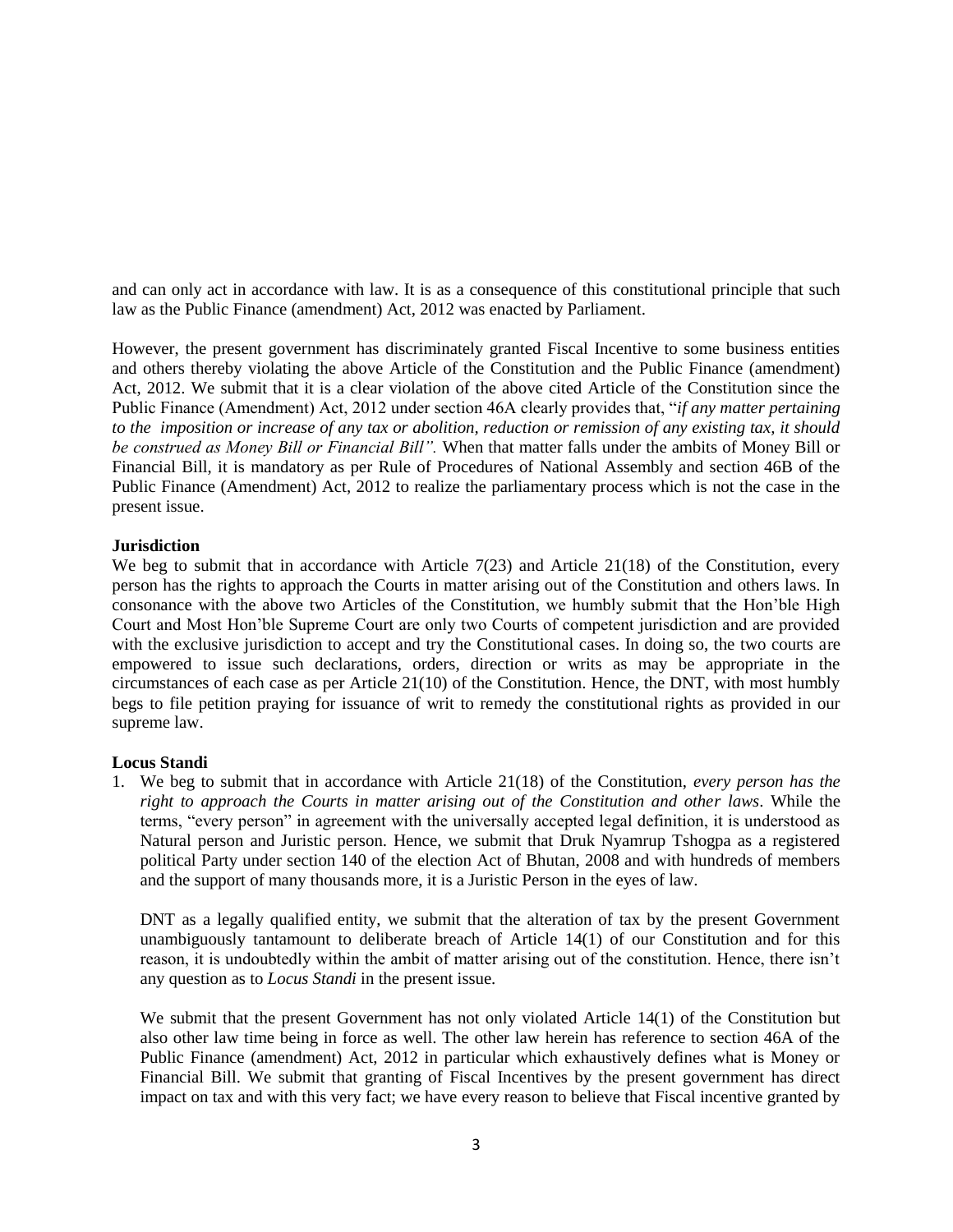and can only act in accordance with law. It is as a consequence of this constitutional principle that such law as the Public Finance (amendment) Act, 2012 was enacted by Parliament.

However, the present government has discriminately granted Fiscal Incentive to some business entities and others thereby violating the above Article of the Constitution and the Public Finance (amendment) Act, 2012. We submit that it is a clear violation of the above cited Article of the Constitution since the Public Finance (Amendment) Act, 2012 under section 46A clearly provides that, "*if any matter pertaining to the imposition or increase of any tax or abolition, reduction or remission of any existing tax, it should be construed as Money Bill or Financial Bill".* When that matter falls under the ambits of Money Bill or Financial Bill, it is mandatory as per Rule of Procedures of National Assembly and section 46B of the Public Finance (Amendment) Act, 2012 to realize the parliamentary process which is not the case in the present issue.

**Jurisdiction**

We beg to submit that in accordance with Article 7(23) and Article 21(18) of the Constitution, every person has the rights to approach the Courts in matter arising out of the Constitution and others laws. In consonance with the above two Articles of the Constitution, we humbly submit that the Hon'ble High Court and Most Hon'ble Supreme Court are only two Courts of competent jurisdiction and are provided with the exclusive jurisdiction to accept and try the Constitutional cases. In doing so, the two courts are empowered to issue such declarations, orders, direction or writs as may be appropriate in the circumstances of each case as per Article 21(10) of the Constitution. Hence, the DNT, with most humbly begs to file petition praying for issuance of writ to remedy the constitutional rights as provided in our supreme law.

**Locus Standi**

1. We beg to submit that in accordance with Article 21(18) of the Constitution, *every person has the right to approach the Courts in matter arising out of the Constitution and other laws*. While the terms, "every person" in agreement with the universally accepted legal definition, it is understood as Natural person and Juristic person. Hence, we submit that Druk Nyamrup Tshogpa as a registered political Party under section 140 of the election Act of Bhutan, 2008 and with hundreds of members and the support of many thousands more, it is a Juristic Person in the eyes of law.

   DNT as a legally qualified entity, we submit that the alteration of tax by the present Government unambiguously tantamount to deliberate breach of Article 14(1) of our Constitution and for this reason, it is undoubtedly within the ambit of matter arising out of the constitution. Hence, there isn't any question as to *Locus Standi* in the present issue.

   We submit that the present Government has not only violated Article 14(1) of the Constitution but also other law time being in force as well. The other law herein has reference to section 46A of the Public Finance (amendment) Act, 2012 in particular which exhaustively defines what is Money or Financial Bill. We submit that granting of Fiscal Incentives by the present government has direct impact on tax and with this very fact; we have every reason to believe that Fiscal incentive granted by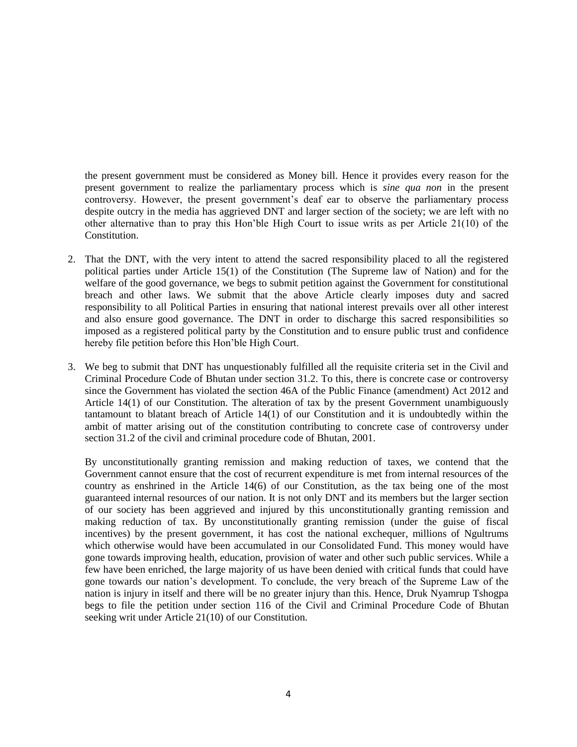the present government must be considered as Money bill. Hence it provides every reason for the present government to realize the parliamentary process which is *sine qua non* in the present controversy. However, the present government's deaf ear to observe the parliamentary process despite outcry in the media has aggrieved DNT and larger section of the society; we are left with no other alternative than to pray this Hon'ble High Court to issue writs as per Article 21(10) of the Constitution.

2. That the DNT, with the very intent to attend the sacred responsibility placed to all the registered political parties under Article 15(1) of the Constitution (The Supreme law of Nation) and for the welfare of the good governance, we begs to submit petition against the Government for constitutional breach and other laws. We submit that the above Article clearly imposes duty and sacred responsibility to all Political Parties in ensuring that national interest prevails over all other interest and also ensure good governance. The DNT in order to discharge this sacred responsibilities so imposed as a registered political party by the Constitution and to ensure public trust and confidence hereby file petition before this Hon'ble High Court.

3. We beg to submit that DNT has unquestionably fulfilled all the requisite criteria set in the Civil and Criminal Procedure Code of Bhutan under section 31.2. To this, there is concrete case or controversy since the Government has violated the section 46A of the Public Finance (amendment) Act 2012 and Article 14(1) of our Constitution. The alteration of tax by the present Government unambiguously tantamount to blatant breach of Article 14(1) of our Constitution and it is undoubtedly within the ambit of matter arising out of the constitution contributing to concrete case of controversy under section 31.2 of the civil and criminal procedure code of Bhutan, 2001.

   By unconstitutionally granting remission and making reduction of taxes, we contend that the Government cannot ensure that the cost of recurrent expenditure is met from internal resources of the country as enshrined in the Article 14(6) of our Constitution, as the tax being one of the most guaranteed internal resources of our nation. It is not only DNT and its members but the larger section of our society has been aggrieved and injured by this unconstitutionally granting remission and making reduction of tax. By unconstitutionally granting remission (under the guise of fiscal incentives) by the present government, it has cost the national exchequer, millions of Ngultrums which otherwise would have been accumulated in our Consolidated Fund. This money would have gone towards improving health, education, provision of water and other such public services. While a few have been enriched, the large majority of us have been denied with critical funds that could have gone towards our nation's development. To conclude, the very breach of the Supreme Law of the nation is injury in itself and there will be no greater injury than this. Hence, Druk Nyamrup Tshogpa begs to file the petition under section 116 of the Civil and Criminal Procedure Code of Bhutan seeking writ under Article 21(10) of our Constitution.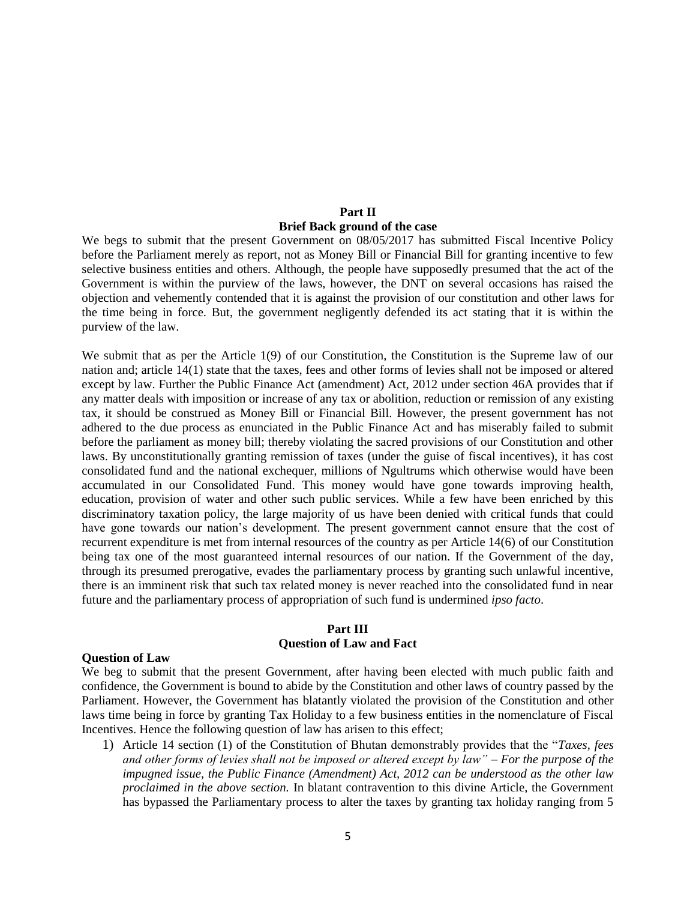## Part II
### Brief Back ground of the case

We begs to submit that the present Government on 08/05/2017 has submitted Fiscal Incentive Policy before the Parliament merely as report, not as Money Bill or Financial Bill for granting incentive to few selective business entities and others. Although, the people have supposedly presumed that the act of the Government is within the purview of the laws, however, the DNT on several occasions has raised the objection and vehemently contended that it is against the provision of our constitution and other laws for the time being in force. But, the government negligently defended its act stating that it is within the purview of the law.

We submit that as per the Article 1(9) of our Constitution, the Constitution is the Supreme law of our nation and; article 14(1) state that the taxes, fees and other forms of levies shall not be imposed or altered except by law. Further the Public Finance Act (amendment) Act, 2012 under section 46A provides that if any matter deals with imposition or increase of any tax or abolition, reduction or remission of any existing tax, it should be construed as Money Bill or Financial Bill. However, the present government has not adhered to the due process as enunciated in the Public Finance Act and has miserably failed to submit before the parliament as money bill; thereby violating the sacred provisions of our Constitution and other laws. By unconstitutionally granting remission of taxes (under the guise of fiscal incentives), it has cost consolidated fund and the national exchequer, millions of Ngultrums which otherwise would have been accumulated in our Consolidated Fund. This money would have gone towards improving health, education, provision of water and other such public services. While a few have been enriched by this discriminatory taxation policy, the large majority of us have been denied with critical funds that could have gone towards our nation's development. The present government cannot ensure that the cost of recurrent expenditure is met from internal resources of the country as per Article 14(6) of our Constitution being tax one of the most guaranteed internal resources of our nation. If the Government of the day, through its presumed prerogative, evades the parliamentary process by granting such unlawful incentive, there is an imminent risk that such tax related money is never reached into the consolidated fund in near future and the parliamentary process of appropriation of such fund is undermined *ipso facto*.

## Part III
### Question of Law and Fact

**Question of Law**

We beg to submit that the present Government, after having been elected with much public faith and confidence, the Government is bound to abide by the Constitution and other laws of country passed by the Parliament. However, the Government has blatantly violated the provision of the Constitution and other laws time being in force by granting Tax Holiday to a few business entities in the nomenclature of Fiscal Incentives. Hence the following question of law has arisen to this effect;

1) Article 14 section (1) of the Constitution of Bhutan demonstrably provides that the "*Taxes, fees and other forms of levies shall not be imposed or altered except by law" – For the purpose of the impugned issue, the Public Finance (Amendment) Act, 2012 can be understood as the other law proclaimed in the above section.* In blatant contravention to this divine Article, the Government has bypassed the Parliamentary process to alter the taxes by granting tax holiday ranging from 5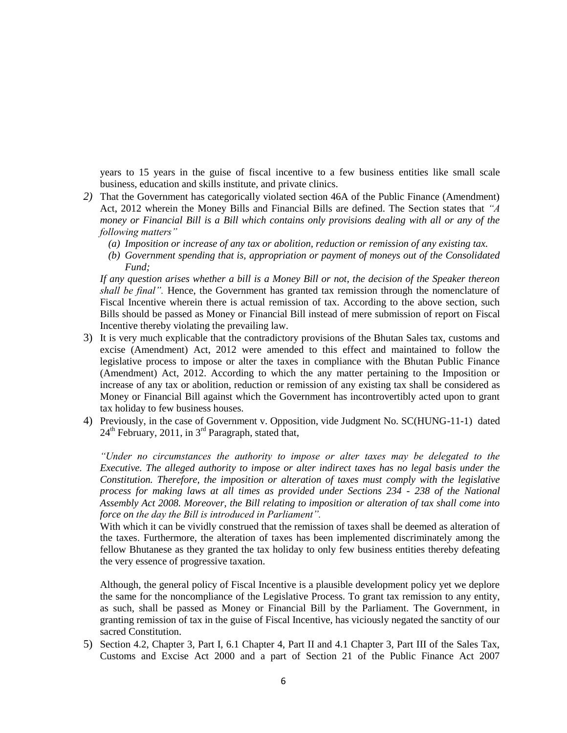years to 15 years in the guise of fiscal incentive to a few business entities like small scale business, education and skills institute, and private clinics.

2) That the Government has categorically violated section 46A of the Public Finance (Amendment) Act, 2012 wherein the Money Bills and Financial Bills are defined. The Section states that *"A money or Financial Bill is a Bill which contains only provisions dealing with all or any of the following matters"*

   *(a) Imposition or increase of any tax or abolition, reduction or remission of any existing tax.*

   *(b) Government spending that is, appropriation or payment of moneys out of the Consolidated Fund;*

   *If any question arises whether a bill is a Money Bill or not, the decision of the Speaker thereon shall be final".* Hence, the Government has granted tax remission through the nomenclature of Fiscal Incentive wherein there is actual remission of tax. According to the above section, such Bills should be passed as Money or Financial Bill instead of mere submission of report on Fiscal Incentive thereby violating the prevailing law.

3) It is very much explicable that the contradictory provisions of the Bhutan Sales tax, customs and excise (Amendment) Act, 2012 were amended to this effect and maintained to follow the legislative process to impose or alter the taxes in compliance with the Bhutan Public Finance (Amendment) Act, 2012. According to which the any matter pertaining to the Imposition or increase of any tax or abolition, reduction or remission of any existing tax shall be considered as Money or Financial Bill against which the Government has incontrovertibly acted upon to grant tax holiday to few business houses.

4) Previously, in the case of Government v. Opposition, vide Judgment No. SC(HUNG-11-1) dated 24th February, 2011, in 3rd Paragraph, stated that,

   *"Under no circumstances the authority to impose or alter taxes may be delegated to the Executive. The alleged authority to impose or alter indirect taxes has no legal basis under the Constitution. Therefore, the imposition or alteration of taxes must comply with the legislative process for making laws at all times as provided under Sections 234 - 238 of the National Assembly Act 2008. Moreover, the Bill relating to imposition or alteration of tax shall come into force on the day the Bill is introduced in Parliament".*

   With which it can be vividly construed that the remission of taxes shall be deemed as alteration of the taxes. Furthermore, the alteration of taxes has been implemented discriminately among the fellow Bhutanese as they granted the tax holiday to only few business entities thereby defeating the very essence of progressive taxation.

   Although, the general policy of Fiscal Incentive is a plausible development policy yet we deplore the same for the noncompliance of the Legislative Process. To grant tax remission to any entity, as such, shall be passed as Money or Financial Bill by the Parliament. The Government, in granting remission of tax in the guise of Fiscal Incentive, has viciously negated the sanctity of our sacred Constitution.

5) Section 4.2, Chapter 3, Part I, 6.1 Chapter 4, Part II and 4.1 Chapter 3, Part III of the Sales Tax, Customs and Excise Act 2000 and a part of Section 21 of the Public Finance Act 2007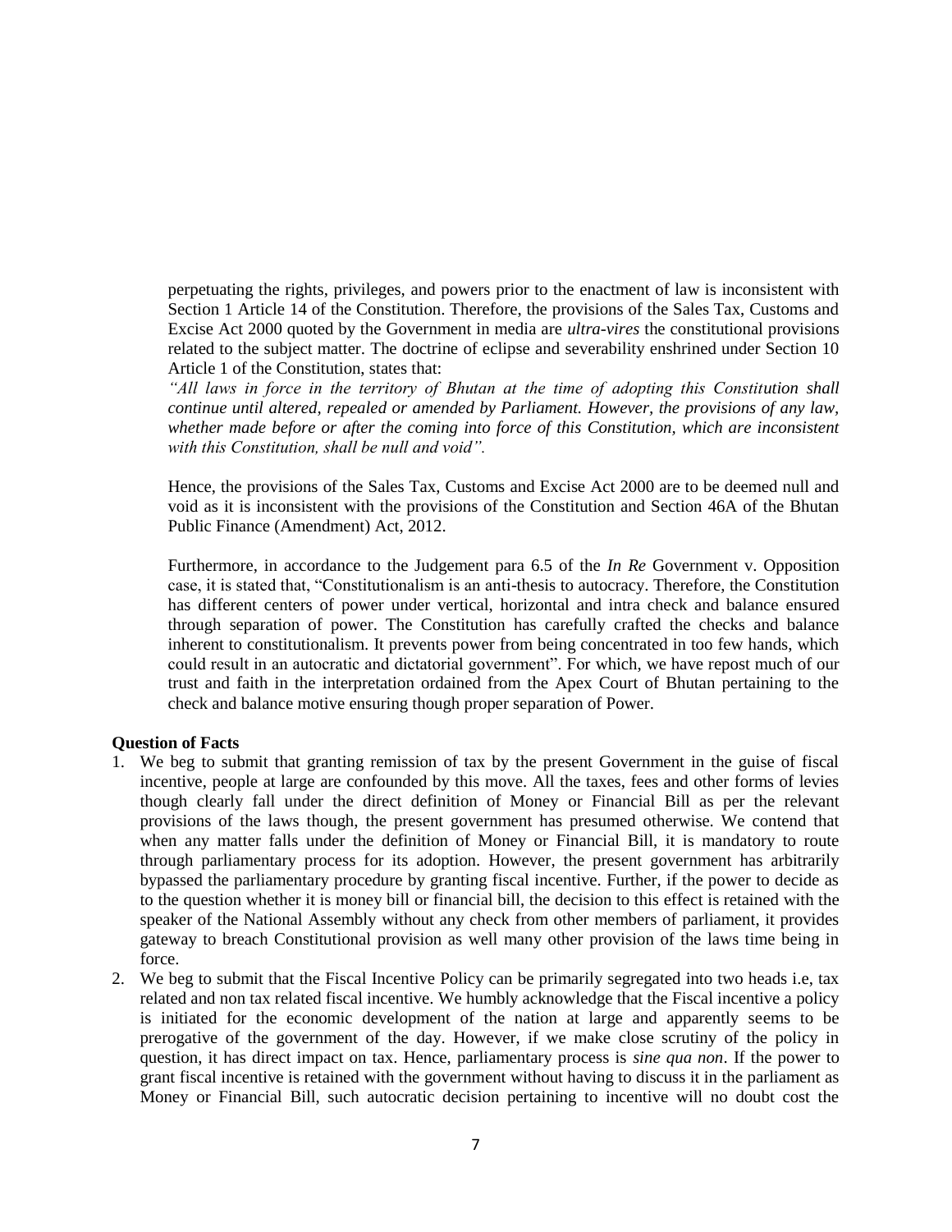perpetuating the rights, privileges, and powers prior to the enactment of law is inconsistent with Section 1 Article 14 of the Constitution. Therefore, the provisions of the Sales Tax, Customs and Excise Act 2000 quoted by the Government in media are *ultra-vires* the constitutional provisions related to the subject matter. The doctrine of eclipse and severability enshrined under Section 10 Article 1 of the Constitution, states that:

*"All laws in force in the territory of Bhutan at the time of adopting this Constitution shall continue until altered, repealed or amended by Parliament. However, the provisions of any law, whether made before or after the coming into force of this Constitution, which are inconsistent with this Constitution, shall be null and void".*

Hence, the provisions of the Sales Tax, Customs and Excise Act 2000 are to be deemed null and void as it is inconsistent with the provisions of the Constitution and Section 46A of the Bhutan Public Finance (Amendment) Act, 2012.

Furthermore, in accordance to the Judgement para 6.5 of the *In Re* Government v. Opposition case, it is stated that, "Constitutionalism is an anti-thesis to autocracy. Therefore, the Constitution has different centers of power under vertical, horizontal and intra check and balance ensured through separation of power. The Constitution has carefully crafted the checks and balance inherent to constitutionalism. It prevents power from being concentrated in too few hands, which could result in an autocratic and dictatorial government". For which, we have repost much of our trust and faith in the interpretation ordained from the Apex Court of Bhutan pertaining to the check and balance motive ensuring though proper separation of Power.

**Question of Facts**

1. We beg to submit that granting remission of tax by the present Government in the guise of fiscal incentive, people at large are confounded by this move. All the taxes, fees and other forms of levies though clearly fall under the direct definition of Money or Financial Bill as per the relevant provisions of the laws though, the present government has presumed otherwise. We contend that when any matter falls under the definition of Money or Financial Bill, it is mandatory to route through parliamentary process for its adoption. However, the present government has arbitrarily bypassed the parliamentary procedure by granting fiscal incentive. Further, if the power to decide as to the question whether it is money bill or financial bill, the decision to this effect is retained with the speaker of the National Assembly without any check from other members of parliament, it provides gateway to breach Constitutional provision as well many other provision of the laws time being in force.
2. We beg to submit that the Fiscal Incentive Policy can be primarily segregated into two heads i.e, tax related and non tax related fiscal incentive. We humbly acknowledge that the Fiscal incentive a policy is initiated for the economic development of the nation at large and apparently seems to be prerogative of the government of the day. However, if we make close scrutiny of the policy in question, it has direct impact on tax. Hence, parliamentary process is *sine qua non*. If the power to grant fiscal incentive is retained with the government without having to discuss it in the parliament as Money or Financial Bill, such autocratic decision pertaining to incentive will no doubt cost the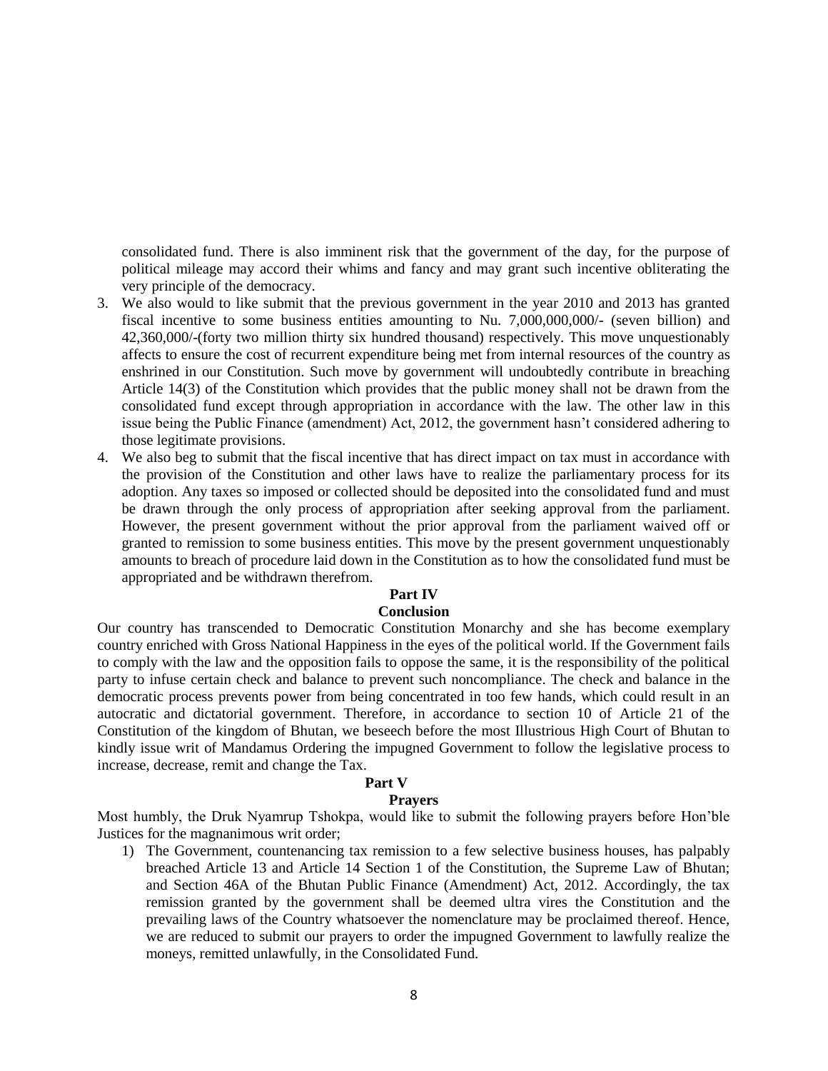consolidated fund. There is also imminent risk that the government of the day, for the purpose of political mileage may accord their whims and fancy and may grant such incentive obliterating the very principle of the democracy.

3. We also would to like submit that the previous government in the year 2010 and 2013 has granted fiscal incentive to some business entities amounting to Nu. 7,000,000,000/- (seven billion) and 42,360,000/-(forty two million thirty six hundred thousand) respectively. This move unquestionably affects to ensure the cost of recurrent expenditure being met from internal resources of the country as enshrined in our Constitution. Such move by government will undoubtedly contribute in breaching Article 14(3) of the Constitution which provides that the public money shall not be drawn from the consolidated fund except through appropriation in accordance with the law. The other law in this issue being the Public Finance (amendment) Act, 2012, the government hasn't considered adhering to those legitimate provisions.
4. We also beg to submit that the fiscal incentive that has direct impact on tax must in accordance with the provision of the Constitution and other laws have to realize the parliamentary process for its adoption. Any taxes so imposed or collected should be deposited into the consolidated fund and must be drawn through the only process of appropriation after seeking approval from the parliament. However, the present government without the prior approval from the parliament waived off or granted to remission to some business entities. This move by the present government unquestionably amounts to breach of procedure laid down in the Constitution as to how the consolidated fund must be appropriated and be withdrawn therefrom.

## Part IV
## Conclusion

Our country has transcended to Democratic Constitution Monarchy and she has become exemplary country enriched with Gross National Happiness in the eyes of the political world. If the Government fails to comply with the law and the opposition fails to oppose the same, it is the responsibility of the political party to infuse certain check and balance to prevent such noncompliance. The check and balance in the democratic process prevents power from being concentrated in too few hands, which could result in an autocratic and dictatorial government. Therefore, in accordance to section 10 of Article 21 of the Constitution of the kingdom of Bhutan, we beseech before the most Illustrious High Court of Bhutan to kindly issue writ of Mandamus Ordering the impugned Government to follow the legislative process to increase, decrease, remit and change the Tax.

## Part V
## Prayers

Most humbly, the Druk Nyamrup Tshokpa, would like to submit the following prayers before Hon'ble Justices for the magnanimous writ order;

1) The Government, countenancing tax remission to a few selective business houses, has palpably breached Article 13 and Article 14 Section 1 of the Constitution, the Supreme Law of Bhutan; and Section 46A of the Bhutan Public Finance (Amendment) Act, 2012. Accordingly, the tax remission granted by the government shall be deemed ultra vires the Constitution and the prevailing laws of the Country whatsoever the nomenclature may be proclaimed thereof. Hence, we are reduced to submit our prayers to order the impugned Government to lawfully realize the moneys, remitted unlawfully, in the Consolidated Fund.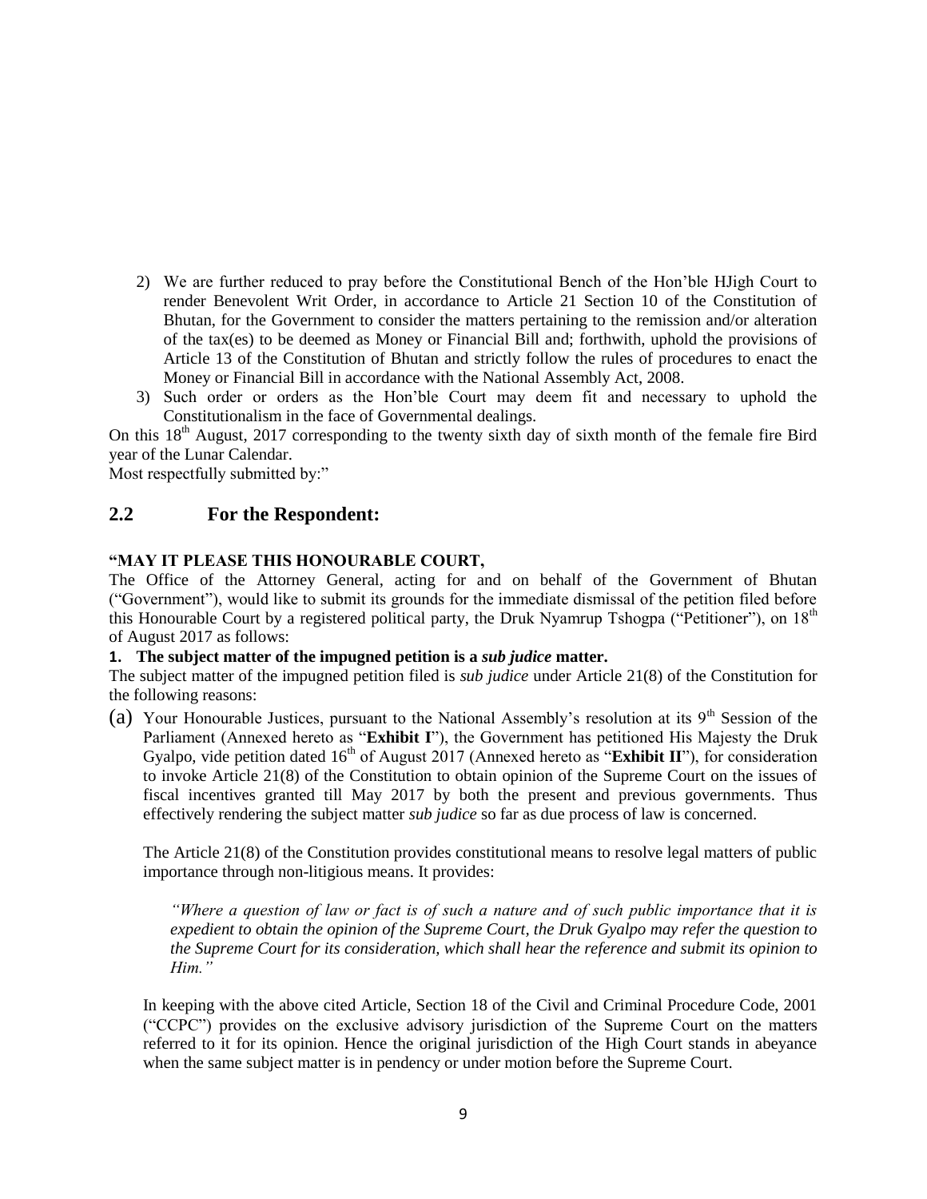2) We are further reduced to pray before the Constitutional Bench of the Hon'ble HJigh Court to render Benevolent Writ Order, in accordance to Article 21 Section 10 of the Constitution of Bhutan, for the Government to consider the matters pertaining to the remission and/or alteration of the tax(es) to be deemed as Money or Financial Bill and; forthwith, uphold the provisions of Article 13 of the Constitution of Bhutan and strictly follow the rules of procedures to enact the Money or Financial Bill in accordance with the National Assembly Act, 2008.
3) Such order or orders as the Hon'ble Court may deem fit and necessary to uphold the Constitutionalism in the face of Governmental dealings.

On this 18th August, 2017 corresponding to the twenty sixth day of sixth month of the female fire Bird year of the Lunar Calendar.

Most respectfully submitted by:"

## 2.2 For the Respondent:

**"MAY IT PLEASE THIS HONOURABLE COURT,**

The Office of the Attorney General, acting for and on behalf of the Government of Bhutan ("Government"), would like to submit its grounds for the immediate dismissal of the petition filed before this Honourable Court by a registered political party, the Druk Nyamrup Tshogpa ("Petitioner"), on 18th of August 2017 as follows:

**1. The subject matter of the impugned petition is a *sub judice* matter.**

The subject matter of the impugned petition filed is *sub judice* under Article 21(8) of the Constitution for the following reasons:

(a) Your Honourable Justices, pursuant to the National Assembly's resolution at its 9th Session of the Parliament (Annexed hereto as "**Exhibit I**"), the Government has petitioned His Majesty the Druk Gyalpo, vide petition dated 16th of August 2017 (Annexed hereto as "**Exhibit II**"), for consideration to invoke Article 21(8) of the Constitution to obtain opinion of the Supreme Court on the issues of fiscal incentives granted till May 2017 by both the present and previous governments. Thus effectively rendering the subject matter *sub judice* so far as due process of law is concerned.

The Article 21(8) of the Constitution provides constitutional means to resolve legal matters of public importance through non-litigious means. It provides:

*"Where a question of law or fact is of such a nature and of such public importance that it is expedient to obtain the opinion of the Supreme Court, the Druk Gyalpo may refer the question to the Supreme Court for its consideration, which shall hear the reference and submit its opinion to Him."*

In keeping with the above cited Article, Section 18 of the Civil and Criminal Procedure Code, 2001 ("CCPC") provides on the exclusive advisory jurisdiction of the Supreme Court on the matters referred to it for its opinion. Hence the original jurisdiction of the High Court stands in abeyance when the same subject matter is in pendency or under motion before the Supreme Court.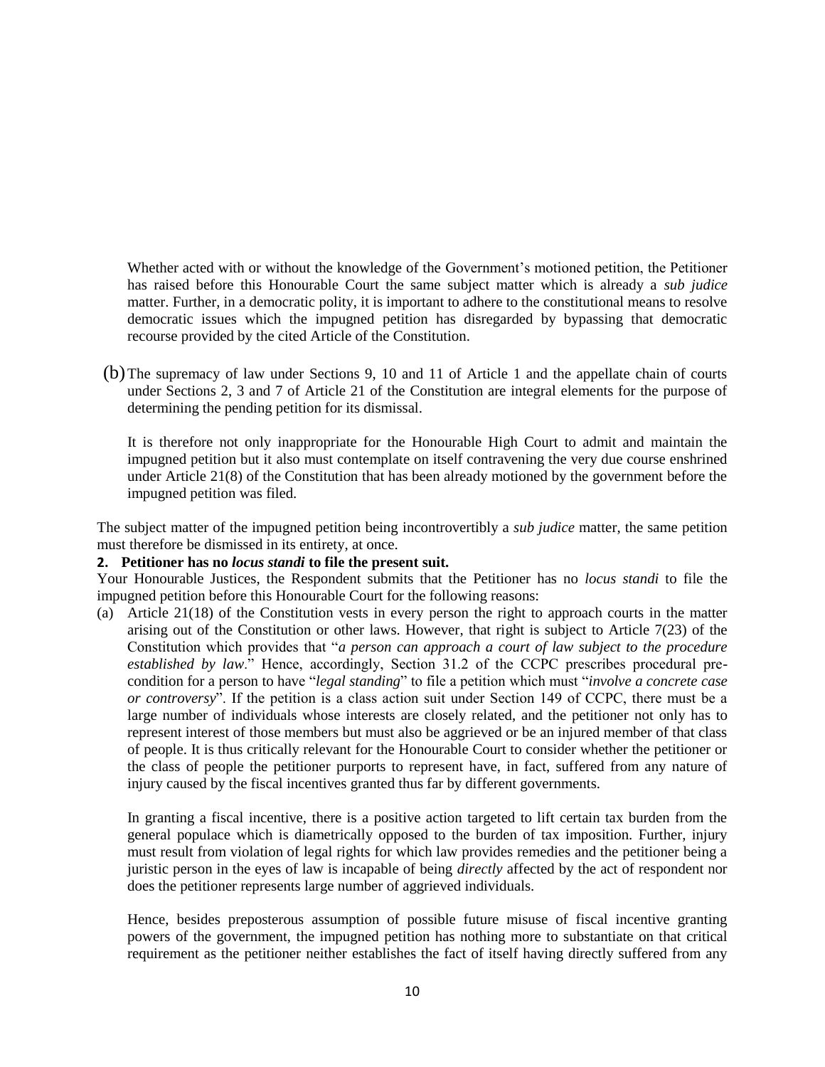Whether acted with or without the knowledge of the Government's motioned petition, the Petitioner has raised before this Honourable Court the same subject matter which is already a *sub judice* matter. Further, in a democratic polity, it is important to adhere to the constitutional means to resolve democratic issues which the impugned petition has disregarded by bypassing that democratic recourse provided by the cited Article of the Constitution.

(b) The supremacy of law under Sections 9, 10 and 11 of Article 1 and the appellate chain of courts under Sections 2, 3 and 7 of Article 21 of the Constitution are integral elements for the purpose of determining the pending petition for its dismissal.

It is therefore not only inappropriate for the Honourable High Court to admit and maintain the impugned petition but it also must contemplate on itself contravening the very due course enshrined under Article 21(8) of the Constitution that has been already motioned by the government before the impugned petition was filed.

The subject matter of the impugned petition being incontrovertibly a *sub judice* matter, the same petition must therefore be dismissed in its entirety, at once.

**2. Petitioner has no *locus standi* to file the present suit.**

Your Honourable Justices, the Respondent submits that the Petitioner has no *locus standi* to file the impugned petition before this Honourable Court for the following reasons:

(a) Article 21(18) of the Constitution vests in every person the right to approach courts in the matter arising out of the Constitution or other laws. However, that right is subject to Article 7(23) of the Constitution which provides that "*a person can approach a court of law subject to the procedure established by law*." Hence, accordingly, Section 31.2 of the CCPC prescribes procedural pre-condition for a person to have "*legal standing*" to file a petition which must "*involve a concrete case or controversy*". If the petition is a class action suit under Section 149 of CCPC, there must be a large number of individuals whose interests are closely related, and the petitioner not only has to represent interest of those members but must also be aggrieved or be an injured member of that class of people. It is thus critically relevant for the Honourable Court to consider whether the petitioner or the class of people the petitioner purports to represent have, in fact, suffered from any nature of injury caused by the fiscal incentives granted thus far by different governments.

In granting a fiscal incentive, there is a positive action targeted to lift certain tax burden from the general populace which is diametrically opposed to the burden of tax imposition. Further, injury must result from violation of legal rights for which law provides remedies and the petitioner being a juristic person in the eyes of law is incapable of being *directly* affected by the act of respondent nor does the petitioner represents large number of aggrieved individuals.

Hence, besides preposterous assumption of possible future misuse of fiscal incentive granting powers of the government, the impugned petition has nothing more to substantiate on that critical requirement as the petitioner neither establishes the fact of itself having directly suffered from any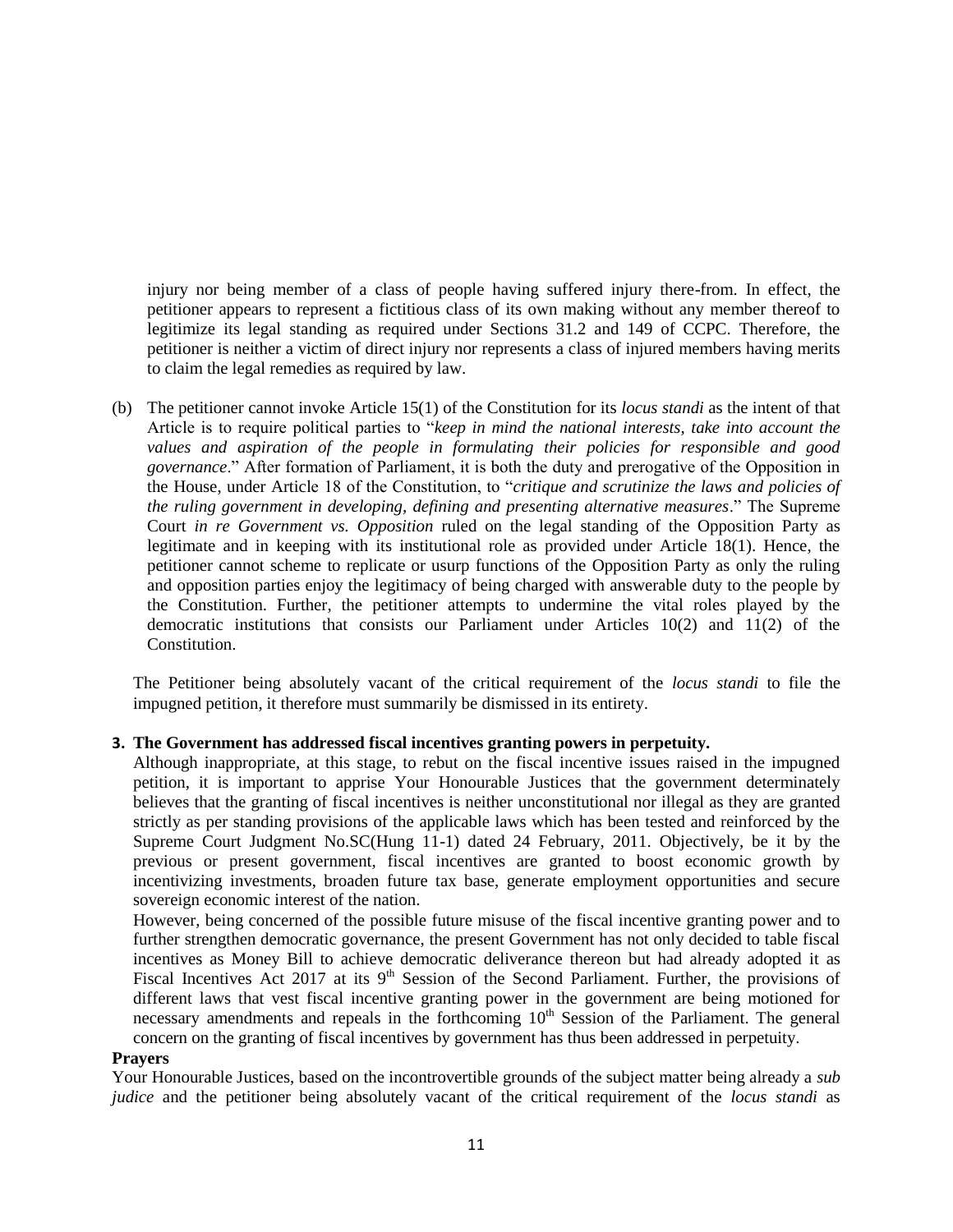injury nor being member of a class of people having suffered injury there-from. In effect, the petitioner appears to represent a fictitious class of its own making without any member thereof to legitimize its legal standing as required under Sections 31.2 and 149 of CCPC. Therefore, the petitioner is neither a victim of direct injury nor represents a class of injured members having merits to claim the legal remedies as required by law.

(b) The petitioner cannot invoke Article 15(1) of the Constitution for its *locus standi* as the intent of that Article is to require political parties to "*keep in mind the national interests, take into account the values and aspiration of the people in formulating their policies for responsible and good governance*." After formation of Parliament, it is both the duty and prerogative of the Opposition in the House, under Article 18 of the Constitution, to "*critique and scrutinize the laws and policies of the ruling government in developing, defining and presenting alternative measures*." The Supreme Court *in re Government vs. Opposition* ruled on the legal standing of the Opposition Party as legitimate and in keeping with its institutional role as provided under Article 18(1). Hence, the petitioner cannot scheme to replicate or usurp functions of the Opposition Party as only the ruling and opposition parties enjoy the legitimacy of being charged with answerable duty to the people by the Constitution. Further, the petitioner attempts to undermine the vital roles played by the democratic institutions that consists our Parliament under Articles 10(2) and 11(2) of the Constitution.

The Petitioner being absolutely vacant of the critical requirement of the *locus standi* to file the impugned petition, it therefore must summarily be dismissed in its entirety.

**3. The Government has addressed fiscal incentives granting powers in perpetuity.**

Although inappropriate, at this stage, to rebut on the fiscal incentive issues raised in the impugned petition, it is important to apprise Your Honourable Justices that the government determinately believes that the granting of fiscal incentives is neither unconstitutional nor illegal as they are granted strictly as per standing provisions of the applicable laws which has been tested and reinforced by the Supreme Court Judgment No.SC(Hung 11-1) dated 24 February, 2011. Objectively, be it by the previous or present government, fiscal incentives are granted to boost economic growth by incentivizing investments, broaden future tax base, generate employment opportunities and secure sovereign economic interest of the nation.

However, being concerned of the possible future misuse of the fiscal incentive granting power and to further strengthen democratic governance, the present Government has not only decided to table fiscal incentives as Money Bill to achieve democratic deliverance thereon but had already adopted it as Fiscal Incentives Act 2017 at its 9th Session of the Second Parliament. Further, the provisions of different laws that vest fiscal incentive granting power in the government are being motioned for necessary amendments and repeals in the forthcoming 10th Session of the Parliament. The general concern on the granting of fiscal incentives by government has thus been addressed in perpetuity.

**Prayers**

Your Honourable Justices, based on the incontrovertible grounds of the subject matter being already a *sub judice* and the petitioner being absolutely vacant of the critical requirement of the *locus standi* as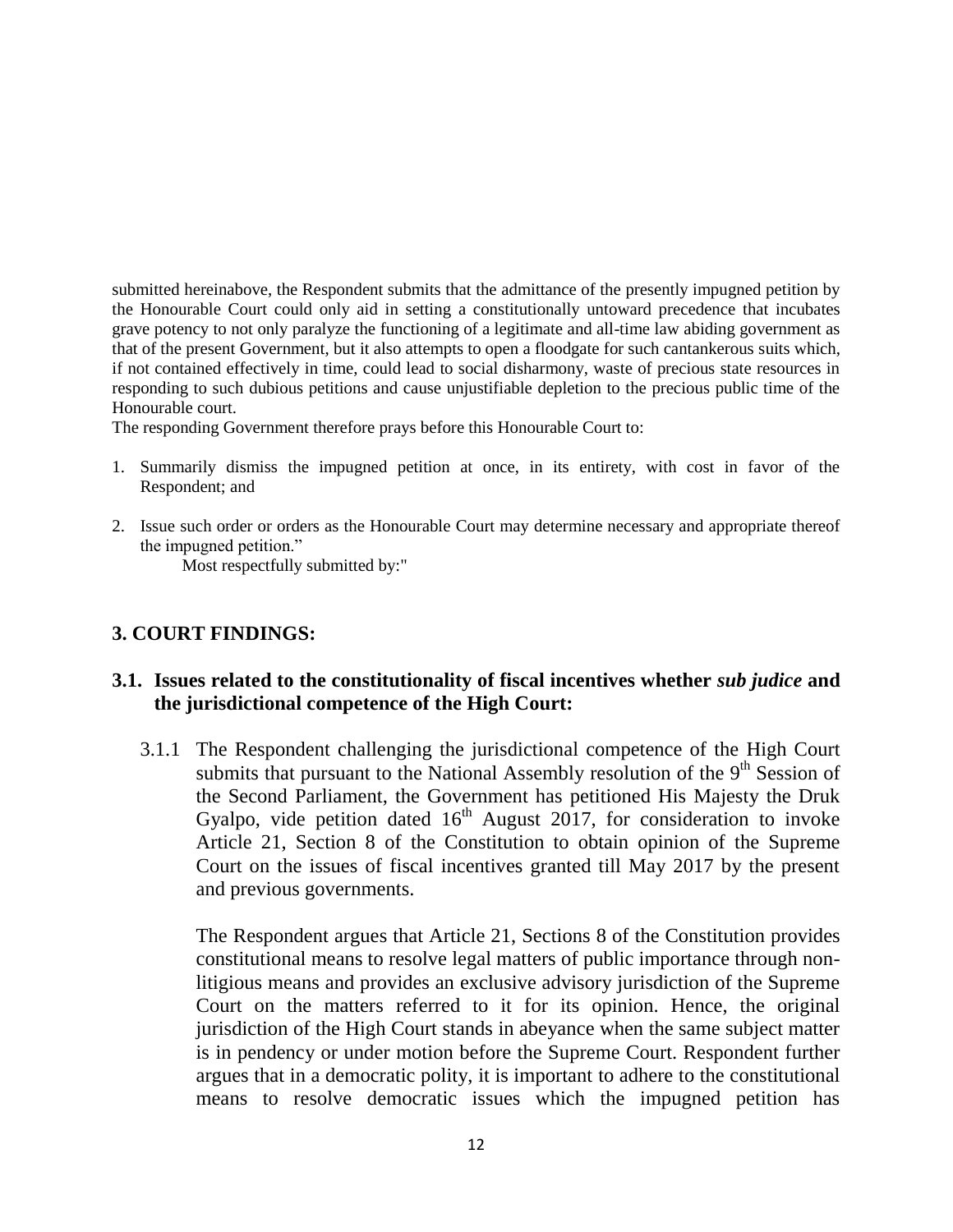submitted hereinabove, the Respondent submits that the admittance of the presently impugned petition by the Honourable Court could only aid in setting a constitutionally untoward precedence that incubates grave potency to not only paralyze the functioning of a legitimate and all-time law abiding government as that of the present Government, but it also attempts to open a floodgate for such cantankerous suits which, if not contained effectively in time, could lead to social disharmony, waste of precious state resources in responding to such dubious petitions and cause unjustifiable depletion to the precious public time of the Honourable court.

The responding Government therefore prays before this Honourable Court to:

1. Summarily dismiss the impugned petition at once, in its entirety, with cost in favor of the Respondent; and

2. Issue such order or orders as the Honourable Court may determine necessary and appropriate thereof the impugned petition."

   Most respectfully submitted by:"

## 3. COURT FINDINGS:

### 3.1. Issues related to the constitutionality of fiscal incentives whether *sub judice* and the jurisdictional competence of the High Court:

3.1.1 The Respondent challenging the jurisdictional competence of the High Court submits that pursuant to the National Assembly resolution of the 9th Session of the Second Parliament, the Government has petitioned His Majesty the Druk Gyalpo, vide petition dated 16th August 2017, for consideration to invoke Article 21, Section 8 of the Constitution to obtain opinion of the Supreme Court on the issues of fiscal incentives granted till May 2017 by the present and previous governments.

The Respondent argues that Article 21, Sections 8 of the Constitution provides constitutional means to resolve legal matters of public importance through non-litigious means and provides an exclusive advisory jurisdiction of the Supreme Court on the matters referred to it for its opinion. Hence, the original jurisdiction of the High Court stands in abeyance when the same subject matter is in pendency or under motion before the Supreme Court. Respondent further argues that in a democratic polity, it is important to adhere to the constitutional means to resolve democratic issues which the impugned petition has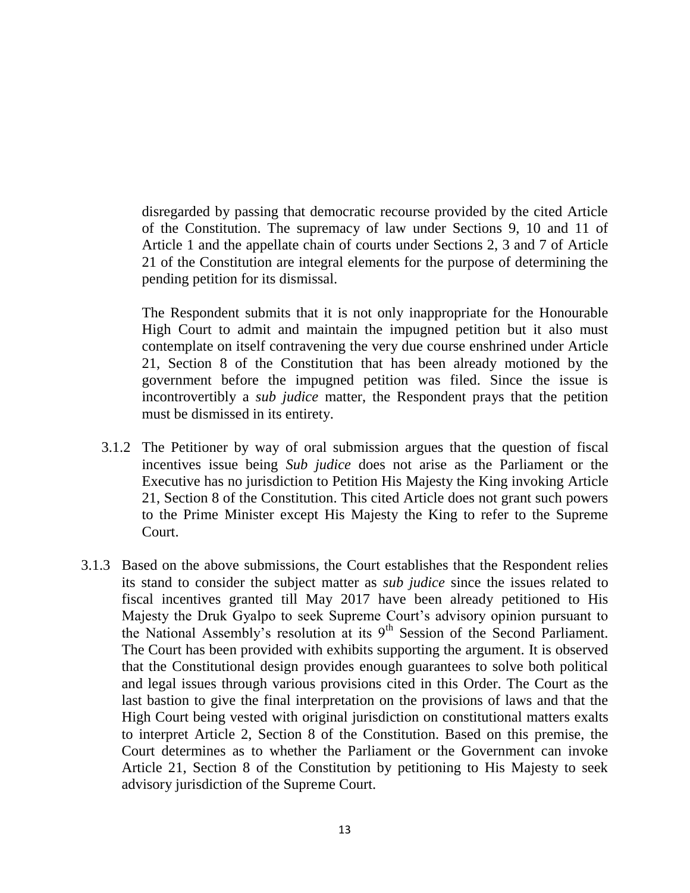disregarded by passing that democratic recourse provided by the cited Article of the Constitution. The supremacy of law under Sections 9, 10 and 11 of Article 1 and the appellate chain of courts under Sections 2, 3 and 7 of Article 21 of the Constitution are integral elements for the purpose of determining the pending petition for its dismissal.

The Respondent submits that it is not only inappropriate for the Honourable High Court to admit and maintain the impugned petition but it also must contemplate on itself contravening the very due course enshrined under Article 21, Section 8 of the Constitution that has been already motioned by the government before the impugned petition was filed. Since the issue is incontrovertibly a *sub judice* matter, the Respondent prays that the petition must be dismissed in its entirety.

3.1.2 The Petitioner by way of oral submission argues that the question of fiscal incentives issue being *Sub judice* does not arise as the Parliament or the Executive has no jurisdiction to Petition His Majesty the King invoking Article 21, Section 8 of the Constitution. This cited Article does not grant such powers to the Prime Minister except His Majesty the King to refer to the Supreme Court.

3.1.3 Based on the above submissions, the Court establishes that the Respondent relies its stand to consider the subject matter as *sub judice* since the issues related to fiscal incentives granted till May 2017 have been already petitioned to His Majesty the Druk Gyalpo to seek Supreme Court's advisory opinion pursuant to the National Assembly's resolution at its 9th Session of the Second Parliament. The Court has been provided with exhibits supporting the argument. It is observed that the Constitutional design provides enough guarantees to solve both political and legal issues through various provisions cited in this Order. The Court as the last bastion to give the final interpretation on the provisions of laws and that the High Court being vested with original jurisdiction on constitutional matters exalts to interpret Article 2, Section 8 of the Constitution. Based on this premise, the Court determines as to whether the Parliament or the Government can invoke Article 21, Section 8 of the Constitution by petitioning to His Majesty to seek advisory jurisdiction of the Supreme Court.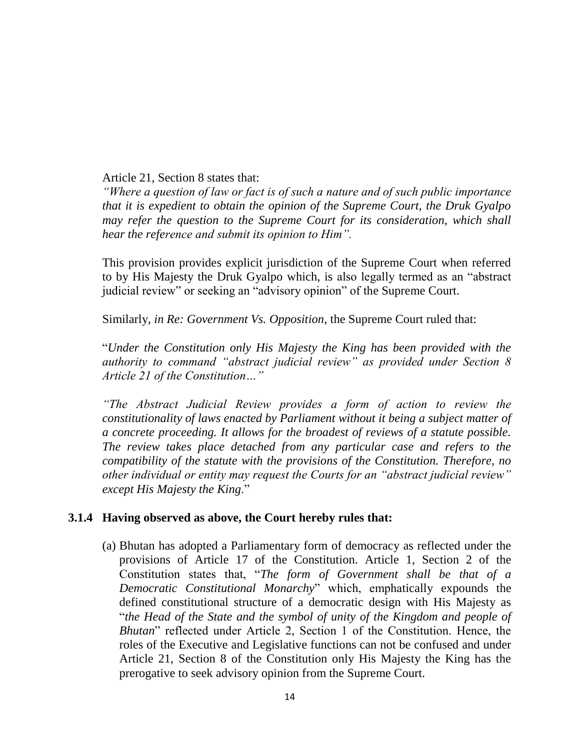Article 21, Section 8 states that:

*"Where a question of law or fact is of such a nature and of such public importance that it is expedient to obtain the opinion of the Supreme Court, the Druk Gyalpo may refer the question to the Supreme Court for its consideration, which shall hear the reference and submit its opinion to Him".*

This provision provides explicit jurisdiction of the Supreme Court when referred to by His Majesty the Druk Gyalpo which, is also legally termed as an "abstract judicial review" or seeking an "advisory opinion" of the Supreme Court.

Similarly, *in Re: Government Vs. Opposition*, the Supreme Court ruled that:

"*Under the Constitution only His Majesty the King has been provided with the authority to command "abstract judicial review" as provided under Section 8 Article 21 of the Constitution…"*

*"The Abstract Judicial Review provides a form of action to review the constitutionality of laws enacted by Parliament without it being a subject matter of a concrete proceeding. It allows for the broadest of reviews of a statute possible. The review takes place detached from any particular case and refers to the compatibility of the statute with the provisions of the Constitution. Therefore, no other individual or entity may request the Courts for an "abstract judicial review" except His Majesty the King*."

**3.1.4 Having observed as above, the Court hereby rules that:**

(a) Bhutan has adopted a Parliamentary form of democracy as reflected under the provisions of Article 17 of the Constitution. Article 1, Section 2 of the Constitution states that, "*The form of Government shall be that of a Democratic Constitutional Monarchy*" which, emphatically expounds the defined constitutional structure of a democratic design with His Majesty as "*the Head of the State and the symbol of unity of the Kingdom and people of Bhutan*" reflected under Article 2, Section 1 of the Constitution. Hence, the roles of the Executive and Legislative functions can not be confused and under Article 21, Section 8 of the Constitution only His Majesty the King has the prerogative to seek advisory opinion from the Supreme Court.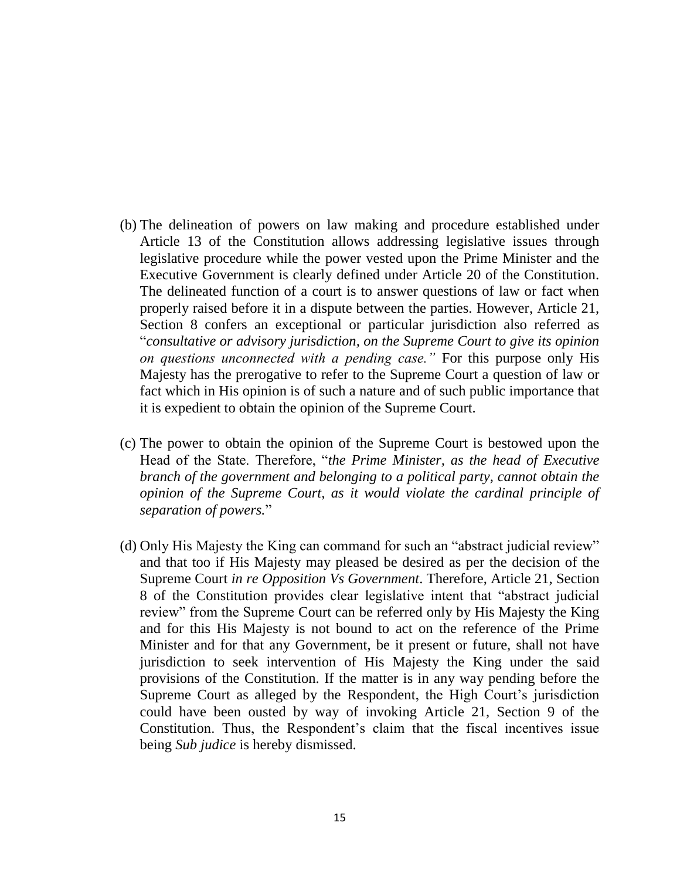(b) The delineation of powers on law making and procedure established under Article 13 of the Constitution allows addressing legislative issues through legislative procedure while the power vested upon the Prime Minister and the Executive Government is clearly defined under Article 20 of the Constitution. The delineated function of a court is to answer questions of law or fact when properly raised before it in a dispute between the parties. However, Article 21, Section 8 confers an exceptional or particular jurisdiction also referred as "*consultative or advisory jurisdiction, on the Supreme Court to give its opinion on questions unconnected with a pending case."* For this purpose only His Majesty has the prerogative to refer to the Supreme Court a question of law or fact which in His opinion is of such a nature and of such public importance that it is expedient to obtain the opinion of the Supreme Court.

(c) The power to obtain the opinion of the Supreme Court is bestowed upon the Head of the State. Therefore, "*the Prime Minister, as the head of Executive branch of the government and belonging to a political party, cannot obtain the opinion of the Supreme Court, as it would violate the cardinal principle of separation of powers.*"

(d) Only His Majesty the King can command for such an "abstract judicial review" and that too if His Majesty may pleased be desired as per the decision of the Supreme Court *in re Opposition Vs Government*. Therefore, Article 21, Section 8 of the Constitution provides clear legislative intent that "abstract judicial review" from the Supreme Court can be referred only by His Majesty the King and for this His Majesty is not bound to act on the reference of the Prime Minister and for that any Government, be it present or future, shall not have jurisdiction to seek intervention of His Majesty the King under the said provisions of the Constitution. If the matter is in any way pending before the Supreme Court as alleged by the Respondent, the High Court's jurisdiction could have been ousted by way of invoking Article 21, Section 9 of the Constitution. Thus, the Respondent's claim that the fiscal incentives issue being *Sub judice* is hereby dismissed.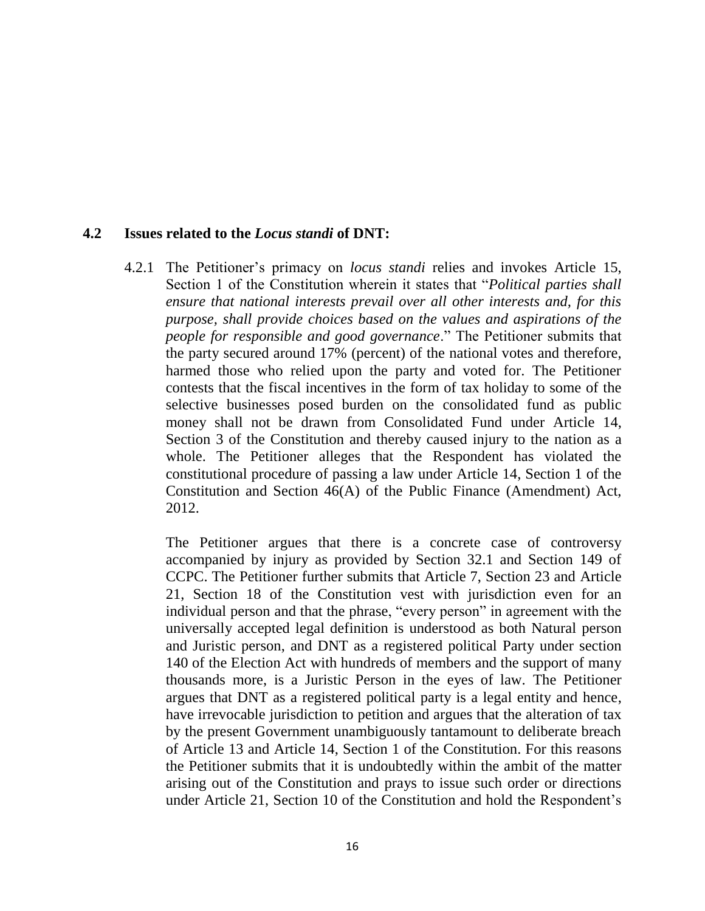### 4.2 Issues related to the *Locus standi* of DNT:

4.2.1 The Petitioner's primacy on *locus standi* relies and invokes Article 15, Section 1 of the Constitution wherein it states that "*Political parties shall ensure that national interests prevail over all other interests and, for this purpose, shall provide choices based on the values and aspirations of the people for responsible and good governance*." The Petitioner submits that the party secured around 17% (percent) of the national votes and therefore, harmed those who relied upon the party and voted for. The Petitioner contests that the fiscal incentives in the form of tax holiday to some of the selective businesses posed burden on the consolidated fund as public money shall not be drawn from Consolidated Fund under Article 14, Section 3 of the Constitution and thereby caused injury to the nation as a whole. The Petitioner alleges that the Respondent has violated the constitutional procedure of passing a law under Article 14, Section 1 of the Constitution and Section 46(A) of the Public Finance (Amendment) Act, 2012.

The Petitioner argues that there is a concrete case of controversy accompanied by injury as provided by Section 32.1 and Section 149 of CCPC. The Petitioner further submits that Article 7, Section 23 and Article 21, Section 18 of the Constitution vest with jurisdiction even for an individual person and that the phrase, "every person" in agreement with the universally accepted legal definition is understood as both Natural person and Juristic person, and DNT as a registered political Party under section 140 of the Election Act with hundreds of members and the support of many thousands more, is a Juristic Person in the eyes of law. The Petitioner argues that DNT as a registered political party is a legal entity and hence, have irrevocable jurisdiction to petition and argues that the alteration of tax by the present Government unambiguously tantamount to deliberate breach of Article 13 and Article 14, Section 1 of the Constitution. For this reasons the Petitioner submits that it is undoubtedly within the ambit of the matter arising out of the Constitution and prays to issue such order or directions under Article 21, Section 10 of the Constitution and hold the Respondent's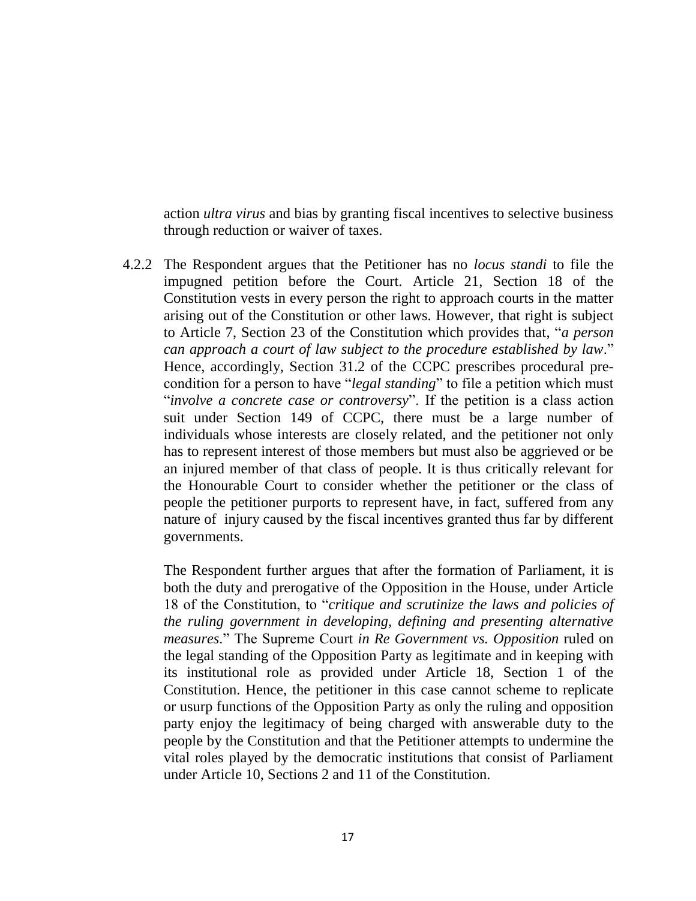action *ultra virus* and bias by granting fiscal incentives to selective business through reduction or waiver of taxes.

4.2.2 The Respondent argues that the Petitioner has no *locus standi* to file the impugned petition before the Court. Article 21, Section 18 of the Constitution vests in every person the right to approach courts in the matter arising out of the Constitution or other laws. However, that right is subject to Article 7, Section 23 of the Constitution which provides that, "*a person can approach a court of law subject to the procedure established by law*." Hence, accordingly, Section 31.2 of the CCPC prescribes procedural pre-condition for a person to have "*legal standing*" to file a petition which must "*involve a concrete case or controversy*". If the petition is a class action suit under Section 149 of CCPC, there must be a large number of individuals whose interests are closely related, and the petitioner not only has to represent interest of those members but must also be aggrieved or be an injured member of that class of people. It is thus critically relevant for the Honourable Court to consider whether the petitioner or the class of people the petitioner purports to represent have, in fact, suffered from any nature of injury caused by the fiscal incentives granted thus far by different governments.

The Respondent further argues that after the formation of Parliament, it is both the duty and prerogative of the Opposition in the House, under Article 18 of the Constitution, to "*critique and scrutinize the laws and policies of the ruling government in developing, defining and presenting alternative measures*." The Supreme Court *in Re Government vs. Opposition* ruled on the legal standing of the Opposition Party as legitimate and in keeping with its institutional role as provided under Article 18, Section 1 of the Constitution. Hence, the petitioner in this case cannot scheme to replicate or usurp functions of the Opposition Party as only the ruling and opposition party enjoy the legitimacy of being charged with answerable duty to the people by the Constitution and that the Petitioner attempts to undermine the vital roles played by the democratic institutions that consist of Parliament under Article 10, Sections 2 and 11 of the Constitution.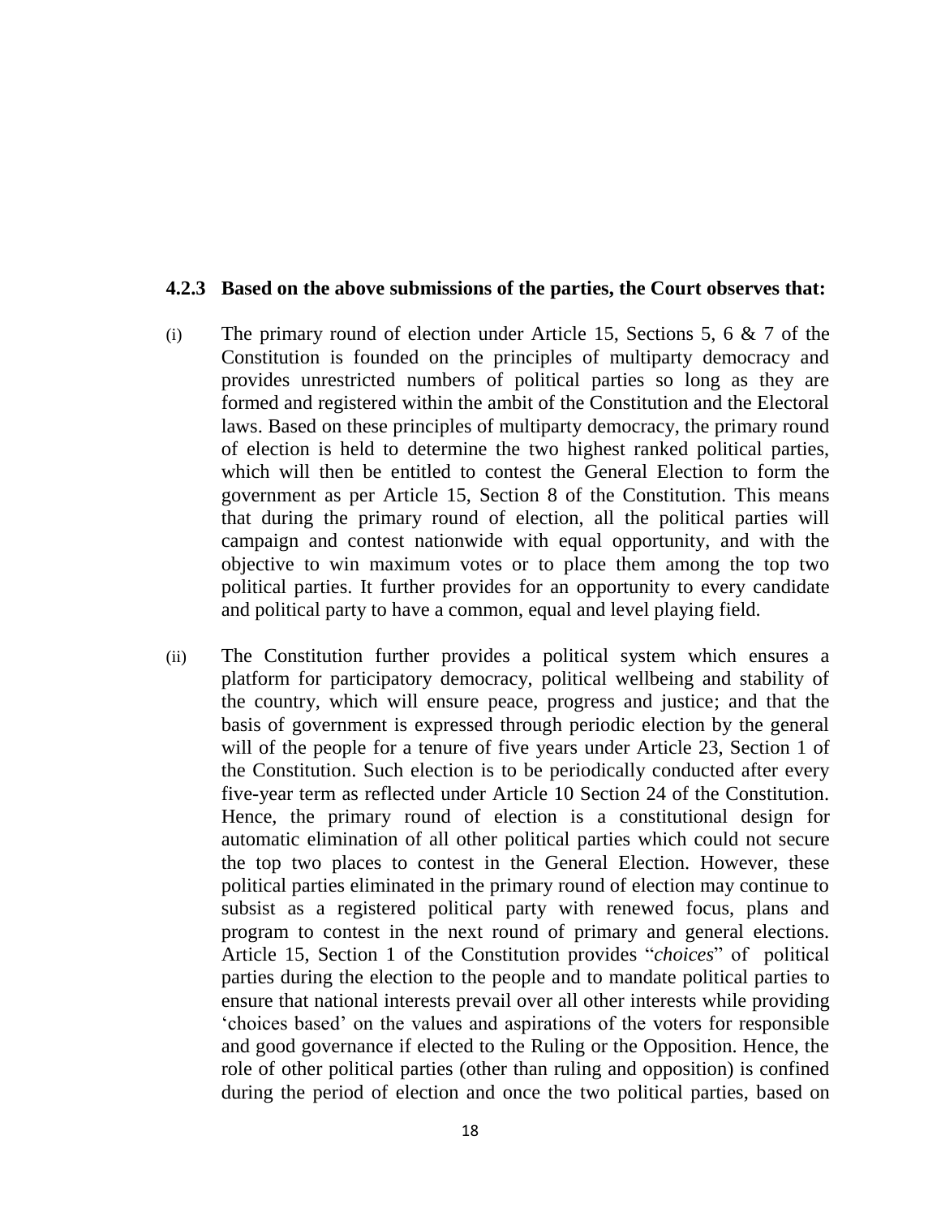**4.2.3 Based on the above submissions of the parties, the Court observes that:**

(i) The primary round of election under Article 15, Sections 5, 6 & 7 of the Constitution is founded on the principles of multiparty democracy and provides unrestricted numbers of political parties so long as they are formed and registered within the ambit of the Constitution and the Electoral laws. Based on these principles of multiparty democracy, the primary round of election is held to determine the two highest ranked political parties, which will then be entitled to contest the General Election to form the government as per Article 15, Section 8 of the Constitution. This means that during the primary round of election, all the political parties will campaign and contest nationwide with equal opportunity, and with the objective to win maximum votes or to place them among the top two political parties. It further provides for an opportunity to every candidate and political party to have a common, equal and level playing field.

(ii) The Constitution further provides a political system which ensures a platform for participatory democracy, political wellbeing and stability of the country, which will ensure peace, progress and justice; and that the basis of government is expressed through periodic election by the general will of the people for a tenure of five years under Article 23, Section 1 of the Constitution. Such election is to be periodically conducted after every five-year term as reflected under Article 10 Section 24 of the Constitution. Hence, the primary round of election is a constitutional design for automatic elimination of all other political parties which could not secure the top two places to contest in the General Election. However, these political parties eliminated in the primary round of election may continue to subsist as a registered political party with renewed focus, plans and program to contest in the next round of primary and general elections. Article 15, Section 1 of the Constitution provides "*choices*" of political parties during the election to the people and to mandate political parties to ensure that national interests prevail over all other interests while providing 'choices based' on the values and aspirations of the voters for responsible and good governance if elected to the Ruling or the Opposition. Hence, the role of other political parties (other than ruling and opposition) is confined during the period of election and once the two political parties, based on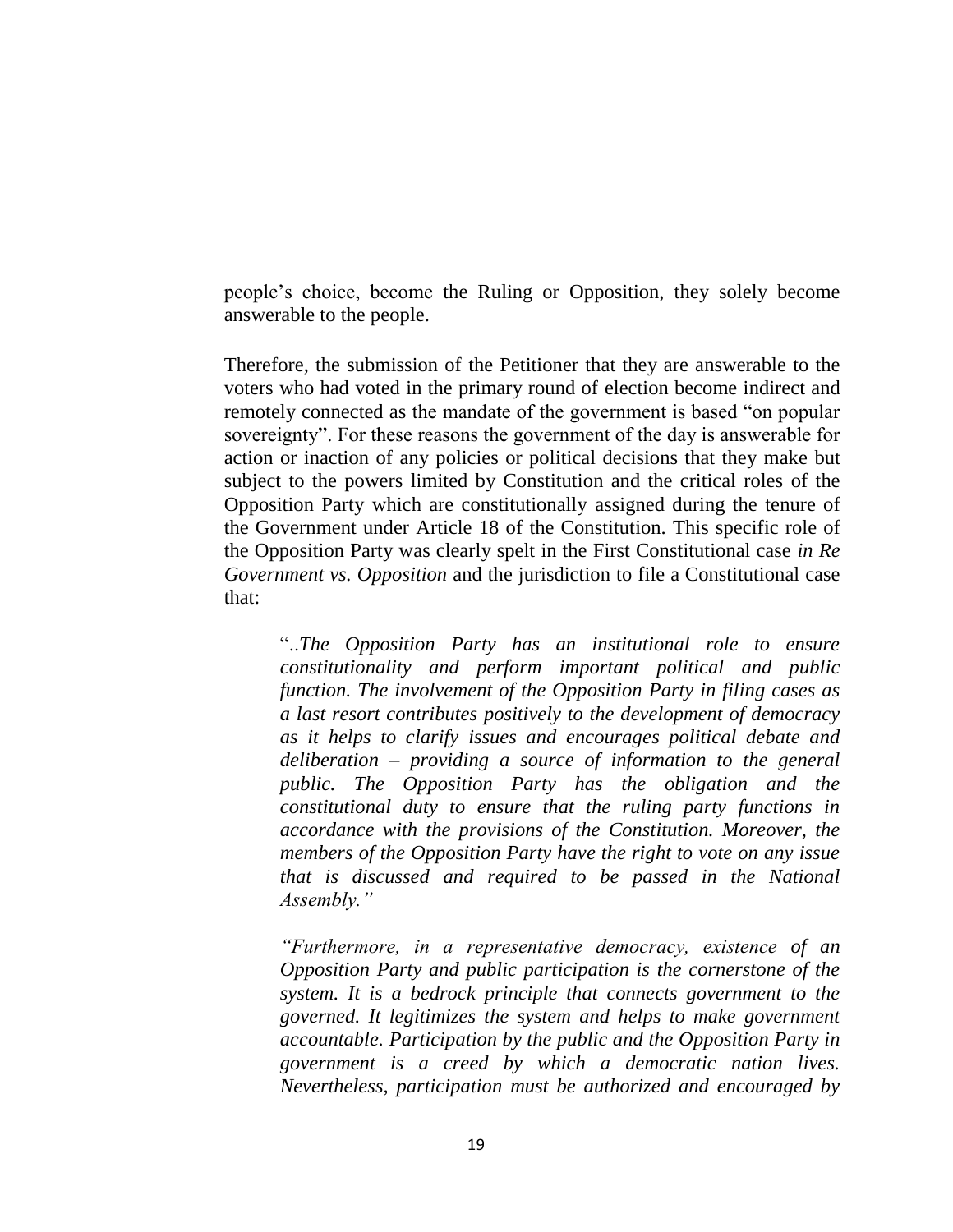people's choice, become the Ruling or Opposition, they solely become answerable to the people.

Therefore, the submission of the Petitioner that they are answerable to the voters who had voted in the primary round of election become indirect and remotely connected as the mandate of the government is based "on popular sovereignty". For these reasons the government of the day is answerable for action or inaction of any policies or political decisions that they make but subject to the powers limited by Constitution and the critical roles of the Opposition Party which are constitutionally assigned during the tenure of the Government under Article 18 of the Constitution. This specific role of the Opposition Party was clearly spelt in the First Constitutional case *in Re Government vs. Opposition* and the jurisdiction to file a Constitutional case that:

> "..*The Opposition Party has an institutional role to ensure constitutionality and perform important political and public function. The involvement of the Opposition Party in filing cases as a last resort contributes positively to the development of democracy as it helps to clarify issues and encourages political debate and deliberation – providing a source of information to the general public. The Opposition Party has the obligation and the constitutional duty to ensure that the ruling party functions in accordance with the provisions of the Constitution. Moreover, the members of the Opposition Party have the right to vote on any issue that is discussed and required to be passed in the National Assembly."*
>
> *"Furthermore, in a representative democracy, existence of an Opposition Party and public participation is the cornerstone of the system. It is a bedrock principle that connects government to the governed. It legitimizes the system and helps to make government accountable. Participation by the public and the Opposition Party in government is a creed by which a democratic nation lives. Nevertheless, participation must be authorized and encouraged by*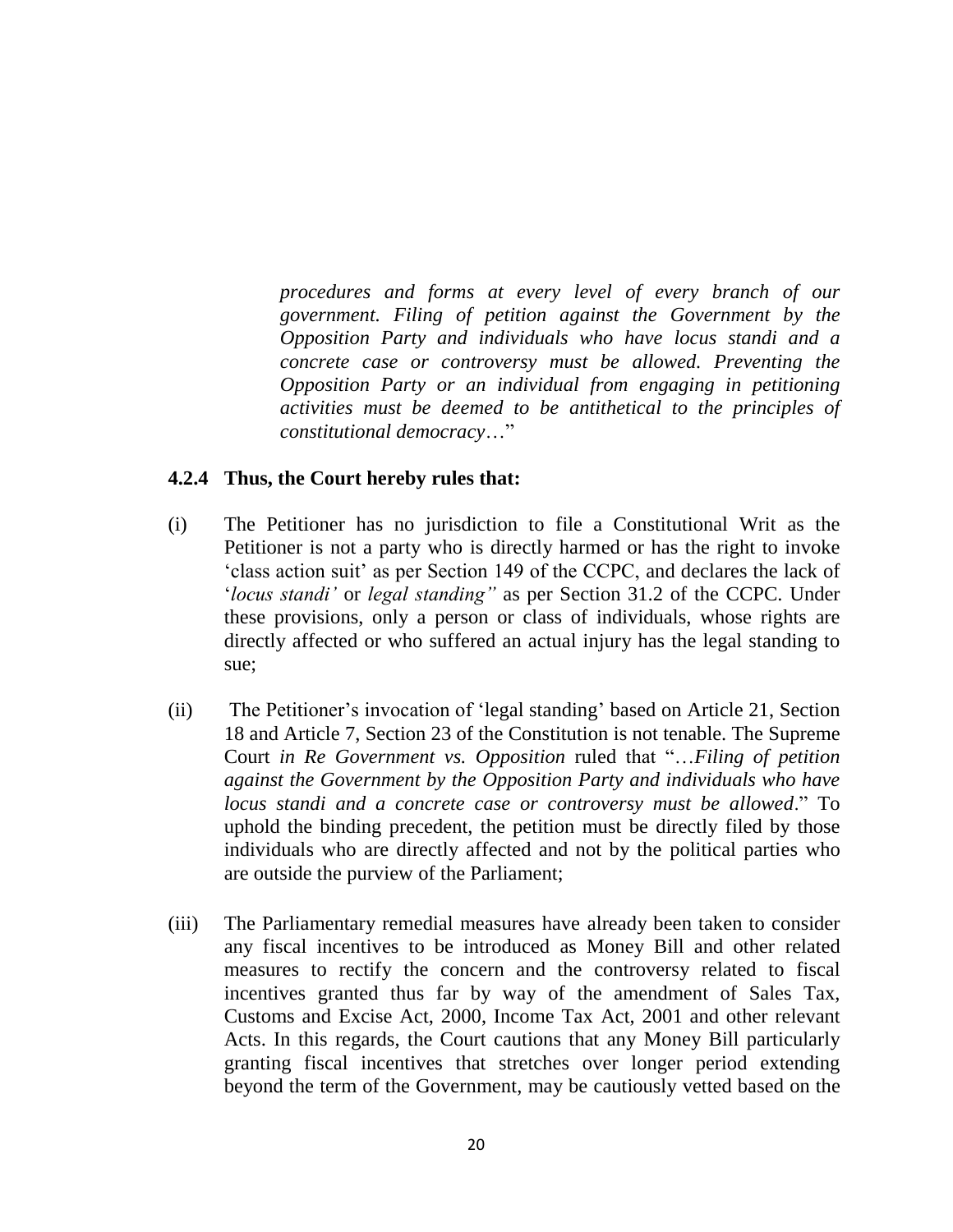> *procedures and forms at every level of every branch of our government. Filing of petition against the Government by the Opposition Party and individuals who have locus standi and a concrete case or controversy must be allowed. Preventing the Opposition Party or an individual from engaging in petitioning activities must be deemed to be antithetical to the principles of constitutional democracy*…"

**4.2.4 Thus, the Court hereby rules that:**

(i) The Petitioner has no jurisdiction to file a Constitutional Writ as the Petitioner is not a party who is directly harmed or has the right to invoke 'class action suit' as per Section 149 of the CCPC, and declares the lack of '*locus standi'* or *legal standing"* as per Section 31.2 of the CCPC. Under these provisions, only a person or class of individuals, whose rights are directly affected or who suffered an actual injury has the legal standing to sue;

(ii) The Petitioner's invocation of 'legal standing' based on Article 21, Section 18 and Article 7, Section 23 of the Constitution is not tenable. The Supreme Court *in Re Government vs. Opposition* ruled that "…*Filing of petition against the Government by the Opposition Party and individuals who have locus standi and a concrete case or controversy must be allowed*." To uphold the binding precedent, the petition must be directly filed by those individuals who are directly affected and not by the political parties who are outside the purview of the Parliament;

(iii) The Parliamentary remedial measures have already been taken to consider any fiscal incentives to be introduced as Money Bill and other related measures to rectify the concern and the controversy related to fiscal incentives granted thus far by way of the amendment of Sales Tax, Customs and Excise Act, 2000, Income Tax Act, 2001 and other relevant Acts. In this regards, the Court cautions that any Money Bill particularly granting fiscal incentives that stretches over longer period extending beyond the term of the Government, may be cautiously vetted based on the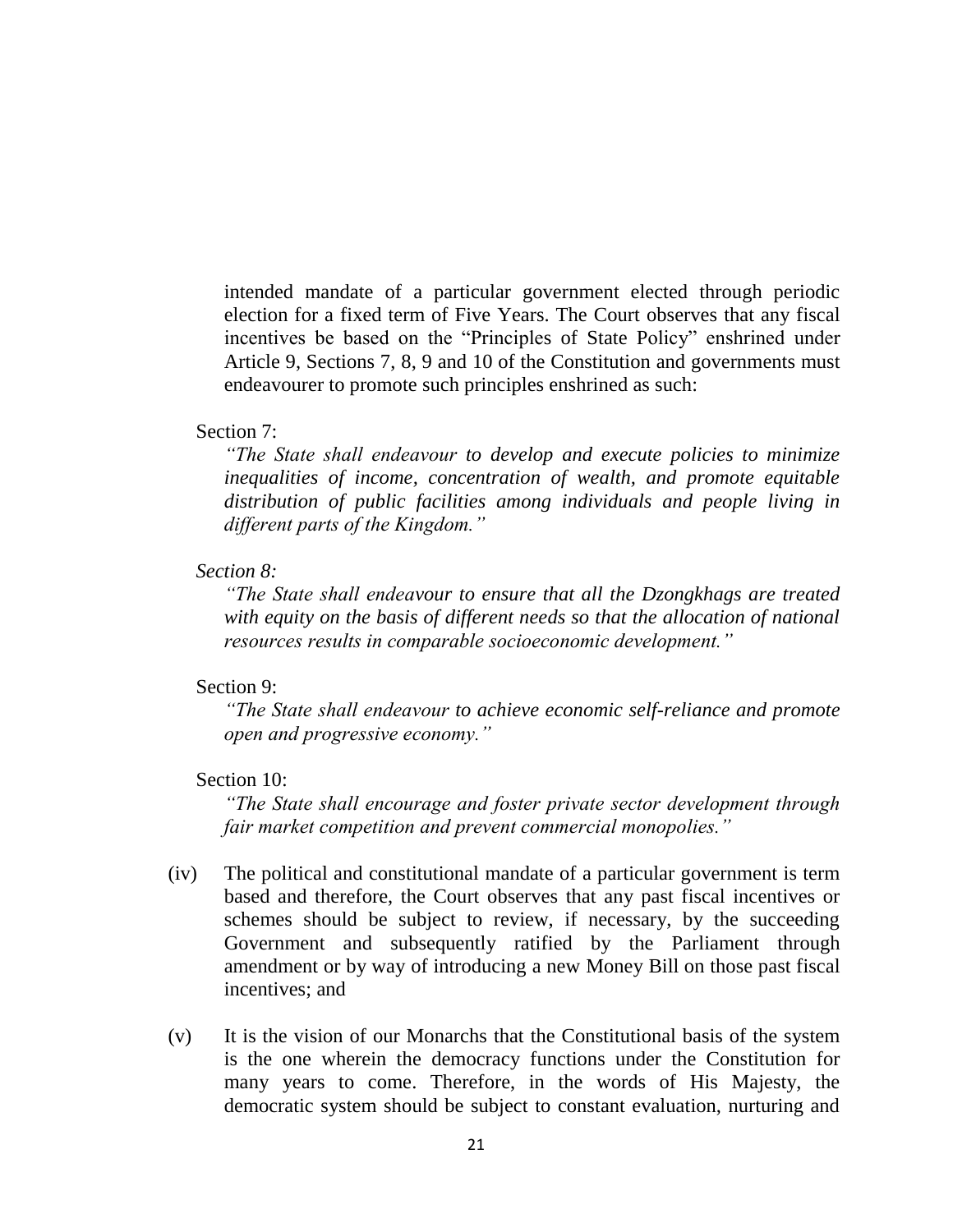intended mandate of a particular government elected through periodic election for a fixed term of Five Years. The Court observes that any fiscal incentives be based on the "Principles of State Policy" enshrined under Article 9, Sections 7, 8, 9 and 10 of the Constitution and governments must endeavourer to promote such principles enshrined as such:

Section 7:

*"The State shall endeavour to develop and execute policies to minimize inequalities of income, concentration of wealth, and promote equitable distribution of public facilities among individuals and people living in different parts of the Kingdom."*

*Section 8:*

*"The State shall endeavour to ensure that all the Dzongkhags are treated with equity on the basis of different needs so that the allocation of national resources results in comparable socioeconomic development."*

Section 9:

*"The State shall endeavour to achieve economic self-reliance and promote open and progressive economy."*

Section 10:

*"The State shall encourage and foster private sector development through fair market competition and prevent commercial monopolies."*

(iv) The political and constitutional mandate of a particular government is term based and therefore, the Court observes that any past fiscal incentives or schemes should be subject to review, if necessary, by the succeeding Government and subsequently ratified by the Parliament through amendment or by way of introducing a new Money Bill on those past fiscal incentives; and

(v) It is the vision of our Monarchs that the Constitutional basis of the system is the one wherein the democracy functions under the Constitution for many years to come. Therefore, in the words of His Majesty, the democratic system should be subject to constant evaluation, nurturing and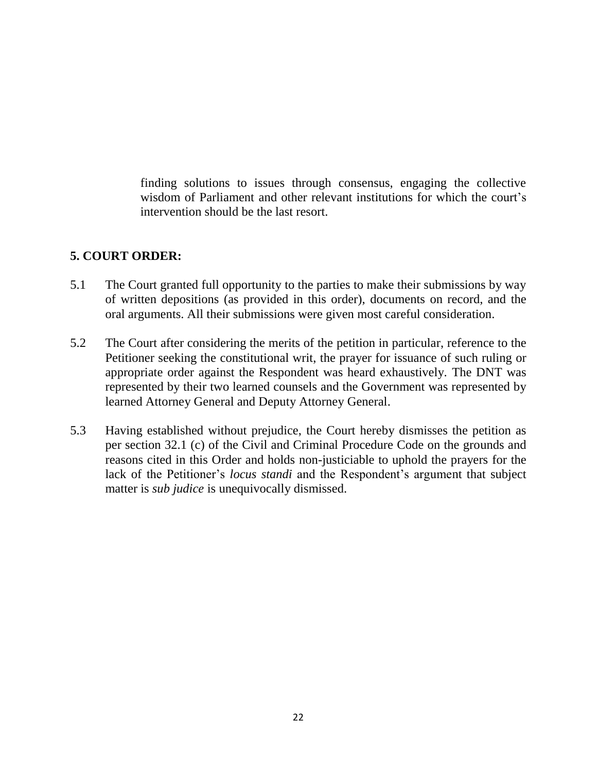finding solutions to issues through consensus, engaging the collective wisdom of Parliament and other relevant institutions for which the court's intervention should be the last resort.

## 5. COURT ORDER:

5.1 The Court granted full opportunity to the parties to make their submissions by way of written depositions (as provided in this order), documents on record, and the oral arguments. All their submissions were given most careful consideration.

5.2 The Court after considering the merits of the petition in particular, reference to the Petitioner seeking the constitutional writ, the prayer for issuance of such ruling or appropriate order against the Respondent was heard exhaustively. The DNT was represented by their two learned counsels and the Government was represented by learned Attorney General and Deputy Attorney General.

5.3 Having established without prejudice, the Court hereby dismisses the petition as per section 32.1 (c) of the Civil and Criminal Procedure Code on the grounds and reasons cited in this Order and holds non-justiciable to uphold the prayers for the lack of the Petitioner's *locus standi* and the Respondent's argument that subject matter is *sub judice* is unequivocally dismissed.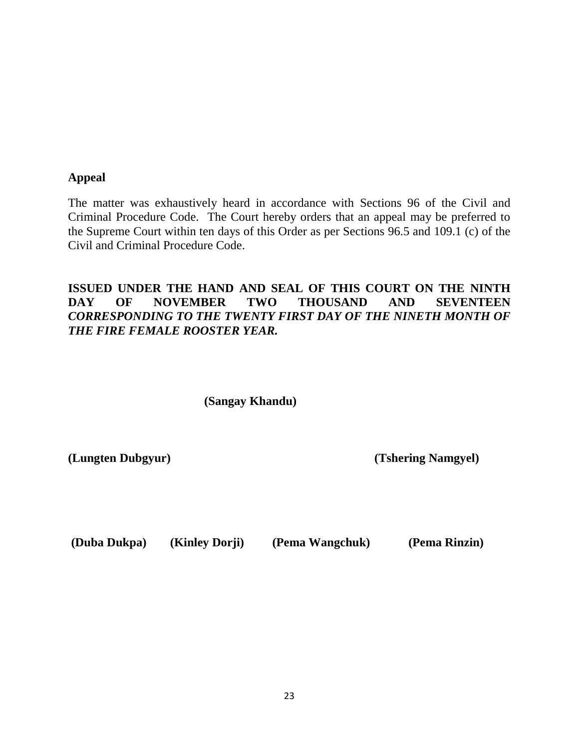**Appeal**

The matter was exhaustively heard in accordance with Sections 96 of the Civil and Criminal Procedure Code. The Court hereby orders that an appeal may be preferred to the Supreme Court within ten days of this Order as per Sections 96.5 and 109.1 (c) of the Civil and Criminal Procedure Code.

**ISSUED UNDER THE HAND AND SEAL OF THIS COURT ON THE NINTH DAY OF NOVEMBER TWO THOUSAND AND SEVENTEEN *CORRESPONDING TO THE TWENTY FIRST DAY OF THE NINETH MONTH OF THE FIRE FEMALE ROOSTER YEAR.***

**(Sangay Khandu)**

**(Lungten Dubgyur)** **(Tshering Namgyel)**

**(Duba Dukpa)** **(Kinley Dorji)** **(Pema Wangchuk)** **(Pema Rinzin)**